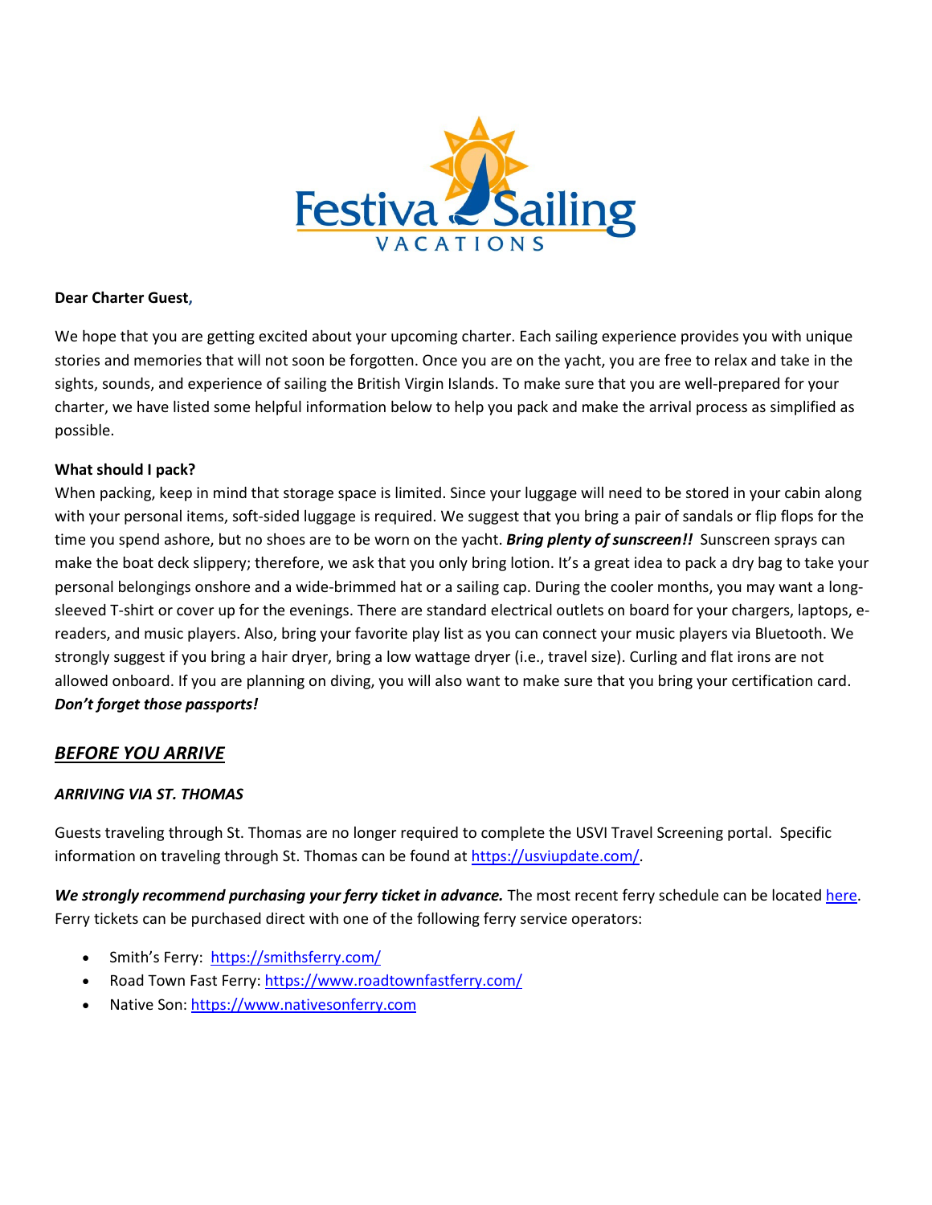**Dear Charter Guest,**

We hope that you are getting excited about your upcoming charter. Each sailing experience provides you with unique stories and memories that will not soon be forgotten. Once you are on the yacht, you are free to relax and take in the sights, sounds, and experience of sailing the British Virgin Islands. To make sure that you are well-prepared for your charter, we have listed some helpful information below to help you pack and make the arrival process as simplified as possible.

**What should I pack?**

When packing, keep in mind that storage space is limited. Since your luggage will need to be stored in your cabin along with your personal items, soft-sided luggage is required. We suggest that you bring a pair of sandals or flip flops for the time you spend ashore, but no shoes are to be worn on the yacht. ***Bring plenty of sunscreen!!*** Sunscreen sprays can make the boat deck slippery; therefore, we ask that you only bring lotion. It's a great idea to pack a dry bag to take your personal belongings onshore and a wide-brimmed hat or a sailing cap. During the cooler months, you may want a long-sleeved T-shirt or cover up for the evenings. There are standard electrical outlets on board for your chargers, laptops, e-readers, and music players. Also, bring your favorite play list as you can connect your music players via Bluetooth. We strongly suggest if you bring a hair dryer, bring a low wattage dryer (i.e., travel size). Curling and flat irons are not allowed onboard. If you are planning on diving, you will also want to make sure that you bring your certification card. ***Don't forget those passports!***

## ***BEFORE YOU ARRIVE***

### ***ARRIVING VIA ST. THOMAS***

Guests traveling through St. Thomas are no longer required to complete the USVI Travel Screening portal. Specific information on traveling through St. Thomas can be found at https://usviupdate.com/.

***We strongly recommend purchasing your ferry ticket in advance.*** The most recent ferry schedule can be located here. Ferry tickets can be purchased direct with one of the following ferry service operators:

- Smith's Ferry: https://smithsferry.com/
- Road Town Fast Ferry: https://www.roadtownfastferry.com/
- Native Son: https://www.nativesonferry.com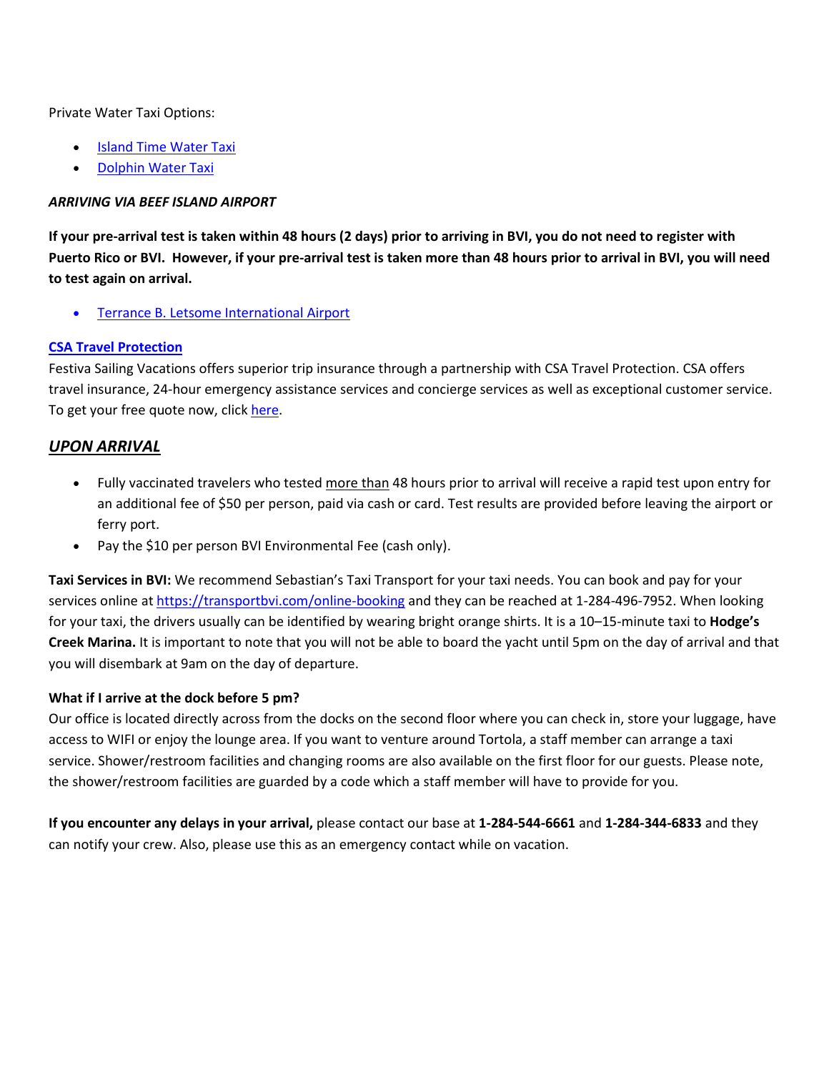Private Water Taxi Options:

- [Island Time Water Taxi]
- [Dolphin Water Taxi]

***ARRIVING VIA BEEF ISLAND AIRPORT***

**If your pre-arrival test is taken within 48 hours (2 days) prior to arriving in BVI, you do not need to register with Puerto Rico or BVI. However, if your pre-arrival test is taken more than 48 hours prior to arrival in BVI, you will need to test again on arrival.**

- Terrance B. Letsome International Airport

**CSA Travel Protection**

Festiva Sailing Vacations offers superior trip insurance through a partnership with CSA Travel Protection. CSA offers travel insurance, 24-hour emergency assistance services and concierge services as well as exceptional customer service. To get your free quote now, click here.

## ***UPON ARRIVAL***

- Fully vaccinated travelers who tested more than 48 hours prior to arrival will receive a rapid test upon entry for an additional fee of $50 per person, paid via cash or card. Test results are provided before leaving the airport or ferry port.
- Pay the $10 per person BVI Environmental Fee (cash only).

**Taxi Services in BVI:** We recommend Sebastian's Taxi Transport for your taxi needs. You can book and pay for your services online at https://transportbvi.com/online-booking and they can be reached at 1-284-496-7952. When looking for your taxi, the drivers usually can be identified by wearing bright orange shirts. It is a 10–15-minute taxi to **Hodge's Creek Marina.** It is important to note that you will not be able to board the yacht until 5pm on the day of arrival and that you will disembark at 9am on the day of departure.

**What if I arrive at the dock before 5 pm?**

Our office is located directly across from the docks on the second floor where you can check in, store your luggage, have access to WIFI or enjoy the lounge area. If you want to venture around Tortola, a staff member can arrange a taxi service. Shower/restroom facilities and changing rooms are also available on the first floor for our guests. Please note, the shower/restroom facilities are guarded by a code which a staff member will have to provide for you.

**If you encounter any delays in your arrival,** please contact our base at **1-284-544-6661** and **1-284-344-6833** and they can notify your crew. Also, please use this as an emergency contact while on vacation.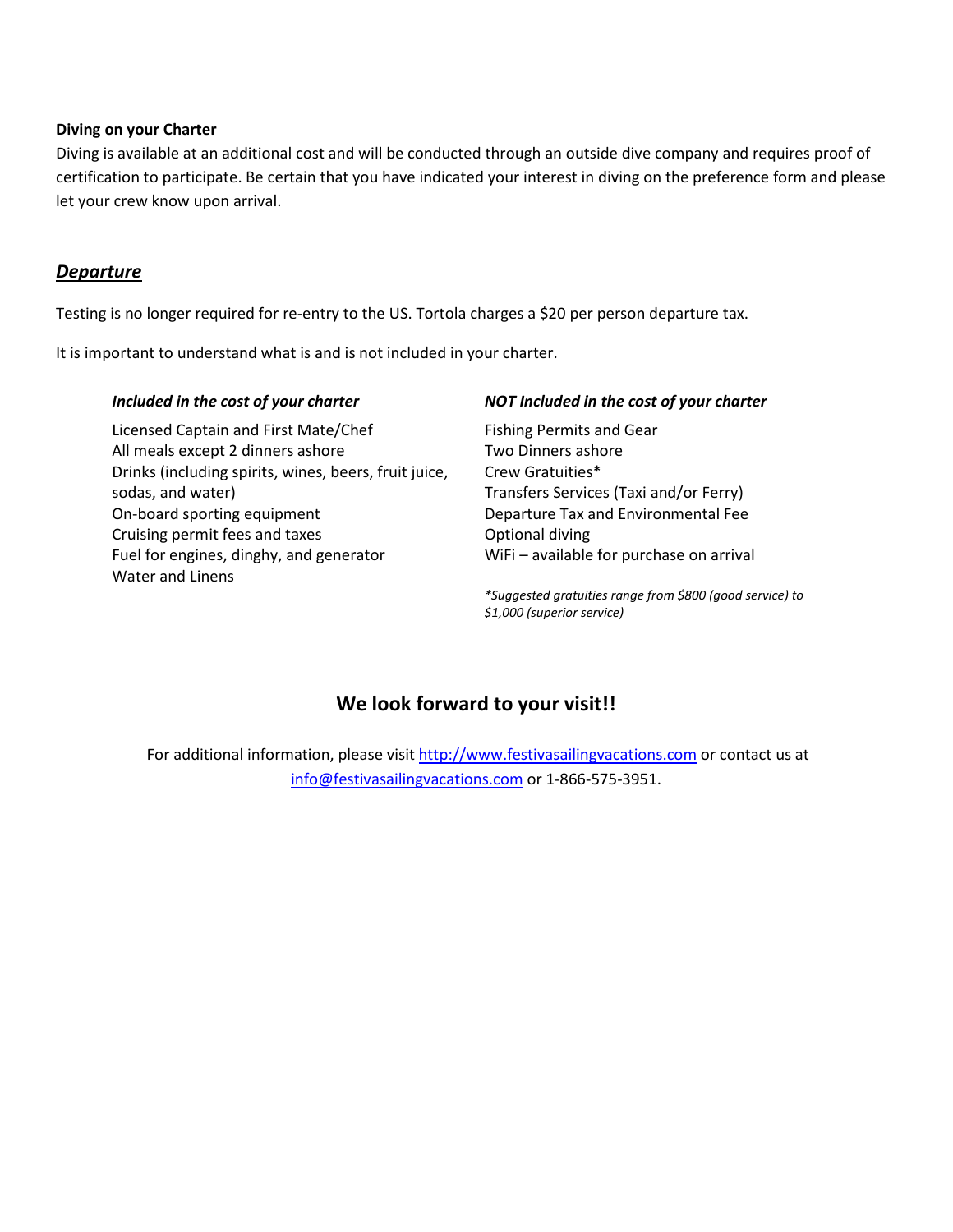**Diving on your Charter**

Diving is available at an additional cost and will be conducted through an outside dive company and requires proof of certification to participate. Be certain that you have indicated your interest in diving on the preference form and please let your crew know upon arrival.

## ***Departure***

Testing is no longer required for re-entry to the US. Tortola charges a $20 per person departure tax.

It is important to understand what is and is not included in your charter.

***Included in the cost of your charter***

Licensed Captain and First Mate/Chef
All meals except 2 dinners ashore
Drinks (including spirits, wines, beers, fruit juice, sodas, and water)
On-board sporting equipment
Cruising permit fees and taxes
Fuel for engines, dinghy, and generator
Water and Linens

***NOT Included in the cost of your charter***

Fishing Permits and Gear
Two Dinners ashore
Crew Gratuities*
Transfers Services (Taxi and/or Ferry)
Departure Tax and Environmental Fee
Optional diving
WiFi – available for purchase on arrival

*\*Suggested gratuities range from $800 (good service) to $1,000 (superior service)*

## We look forward to your visit!!

For additional information, please visit http://www.festivasailingvacations.com or contact us at info@festivasailingvacations.com or 1-866-575-3951.